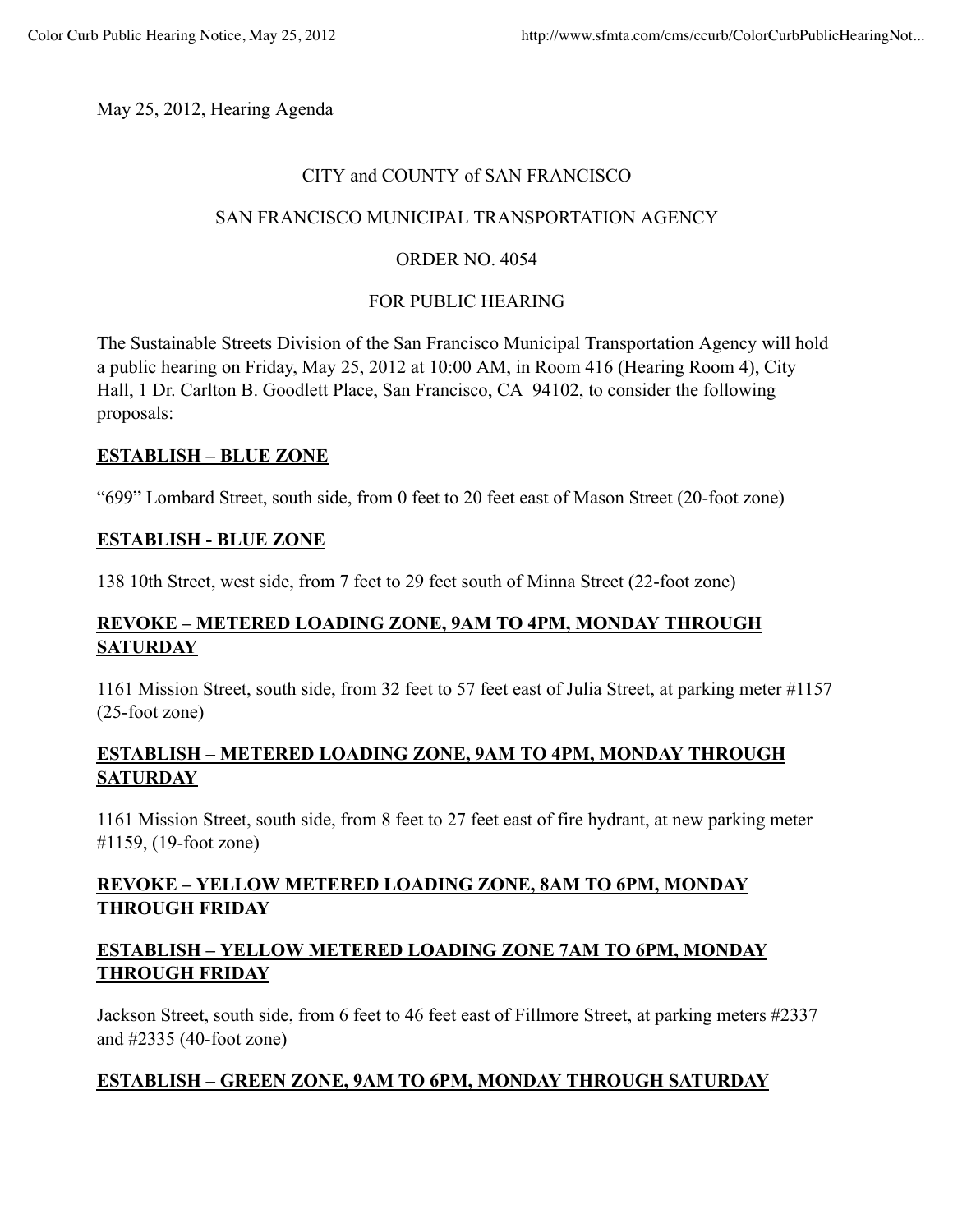May 25, 2012, Hearing Agenda

CITY and COUNTY of SAN FRANCISCO

SAN FRANCISCO MUNICIPAL TRANSPORTATION AGENCY

ORDER NO. 4054

FOR PUBLIC HEARING

The Sustainable Streets Division of the San Francisco Municipal Transportation Agency will hold a public hearing on Friday, May 25, 2012 at 10:00 AM, in Room 416 (Hearing Room 4), City Hall, 1 Dr. Carlton B. Goodlett Place, San Francisco, CA 94102, to consider the following proposals:

**ESTABLISH – BLUE ZONE**

"699" Lombard Street, south side, from 0 feet to 20 feet east of Mason Street (20-foot zone)

**ESTABLISH - BLUE ZONE**

138 10th Street, west side, from 7 feet to 29 feet south of Minna Street (22-foot zone)

**REVOKE – METERED LOADING ZONE, 9AM TO 4PM, MONDAY THROUGH SATURDAY**

1161 Mission Street, south side, from 32 feet to 57 feet east of Julia Street, at parking meter #1157 (25-foot zone)

**ESTABLISH – METERED LOADING ZONE, 9AM TO 4PM, MONDAY THROUGH SATURDAY**

1161 Mission Street, south side, from 8 feet to 27 feet east of fire hydrant, at new parking meter #1159, (19-foot zone)

**REVOKE – YELLOW METERED LOADING ZONE, 8AM TO 6PM, MONDAY THROUGH FRIDAY**

**ESTABLISH – YELLOW METERED LOADING ZONE 7AM TO 6PM, MONDAY THROUGH FRIDAY**

Jackson Street, south side, from 6 feet to 46 feet east of Fillmore Street, at parking meters #2337 and #2335 (40-foot zone)

**ESTABLISH – GREEN ZONE, 9AM TO 6PM, MONDAY THROUGH SATURDAY**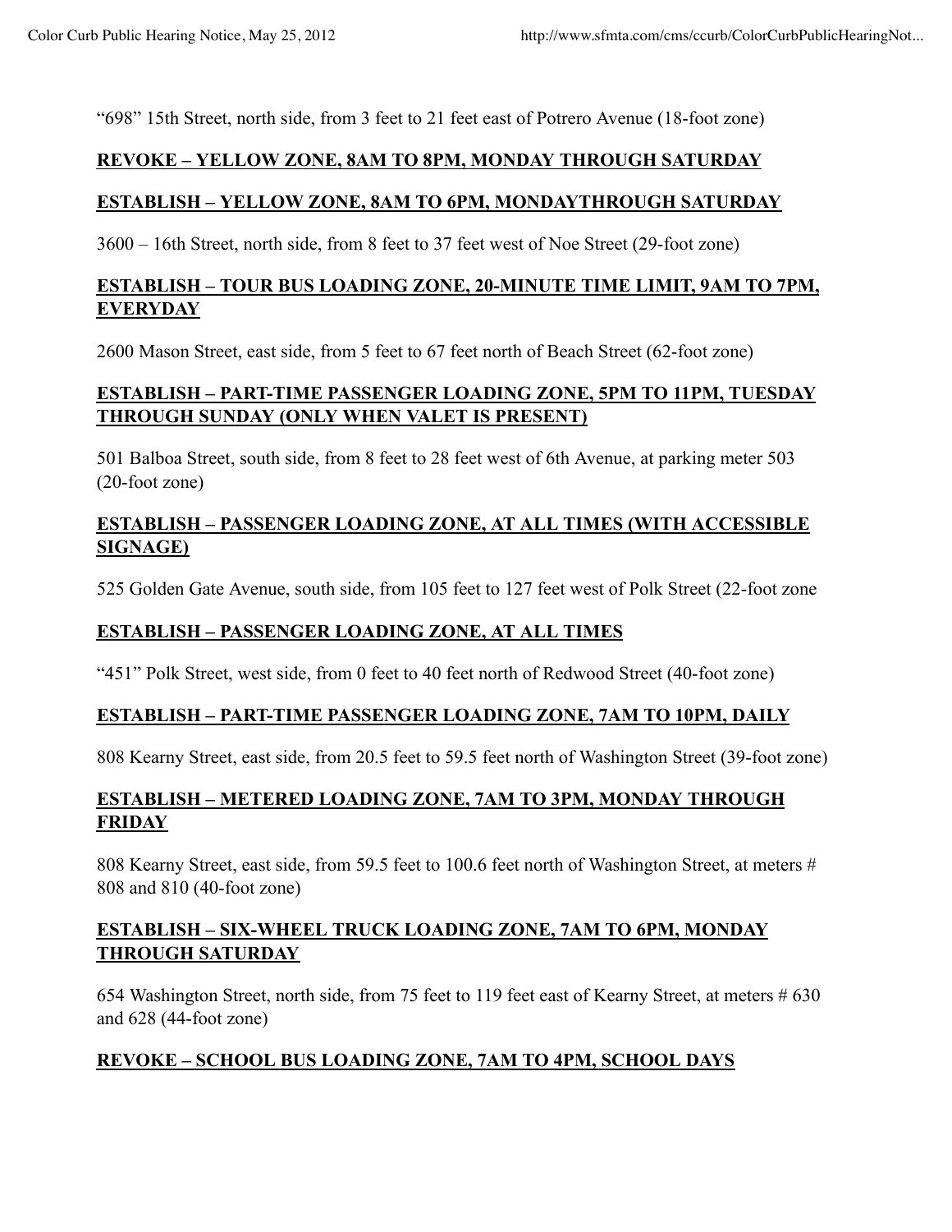"698" 15th Street, north side, from 3 feet to 21 feet east of Potrero Avenue (18-foot zone)

**<u>REVOKE – YELLOW ZONE, 8AM TO 8PM, MONDAY THROUGH SATURDAY</u>**

**<u>ESTABLISH – YELLOW ZONE, 8AM TO 6PM, MONDAYTHROUGH SATURDAY</u>**

3600 – 16th Street, north side, from 8 feet to 37 feet west of Noe Street (29-foot zone)

**<u>ESTABLISH – TOUR BUS LOADING ZONE, 20-MINUTE TIME LIMIT, 9AM TO 7PM, EVERYDAY</u>**

2600 Mason Street, east side, from 5 feet to 67 feet north of Beach Street (62-foot zone)

**<u>ESTABLISH – PART-TIME PASSENGER LOADING ZONE, 5PM TO 11PM, TUESDAY THROUGH SUNDAY (ONLY WHEN VALET IS PRESENT)</u>**

501 Balboa Street, south side, from 8 feet to 28 feet west of 6th Avenue, at parking meter 503 (20-foot zone)

**<u>ESTABLISH – PASSENGER LOADING ZONE, AT ALL TIMES (WITH ACCESSIBLE SIGNAGE)</u>**

525 Golden Gate Avenue, south side, from 105 feet to 127 feet west of Polk Street (22-foot zone

**<u>ESTABLISH – PASSENGER LOADING ZONE, AT ALL TIMES</u>**

"451" Polk Street, west side, from 0 feet to 40 feet north of Redwood Street (40-foot zone)

**<u>ESTABLISH – PART-TIME PASSENGER LOADING ZONE, 7AM TO 10PM, DAILY</u>**

808 Kearny Street, east side, from 20.5 feet to 59.5 feet north of Washington Street (39-foot zone)

**<u>ESTABLISH – METERED LOADING ZONE, 7AM TO 3PM, MONDAY THROUGH FRIDAY</u>**

808 Kearny Street, east side, from 59.5 feet to 100.6 feet north of Washington Street, at meters # 808 and 810 (40-foot zone)

**<u>ESTABLISH – SIX-WHEEL TRUCK LOADING ZONE, 7AM TO 6PM, MONDAY THROUGH SATURDAY</u>**

654 Washington Street, north side, from 75 feet to 119 feet east of Kearny Street, at meters # 630 and 628 (44-foot zone)

**<u>REVOKE – SCHOOL BUS LOADING ZONE, 7AM TO 4PM, SCHOOL DAYS</u>**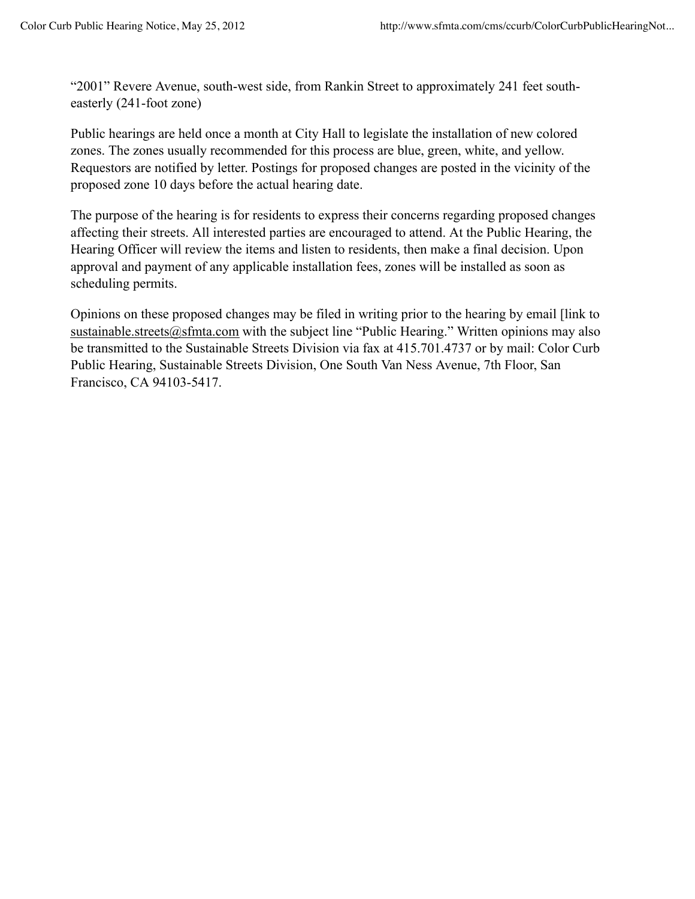"2001" Revere Avenue, south-west side, from Rankin Street to approximately 241 feet south-easterly (241-foot zone)

Public hearings are held once a month at City Hall to legislate the installation of new colored zones. The zones usually recommended for this process are blue, green, white, and yellow. Requestors are notified by letter. Postings for proposed changes are posted in the vicinity of the proposed zone 10 days before the actual hearing date.

The purpose of the hearing is for residents to express their concerns regarding proposed changes affecting their streets. All interested parties are encouraged to attend. At the Public Hearing, the Hearing Officer will review the items and listen to residents, then make a final decision. Upon approval and payment of any applicable installation fees, zones will be installed as soon as scheduling permits.

Opinions on these proposed changes may be filed in writing prior to the hearing by email [link to sustainable.streets@sfmta.com with the subject line "Public Hearing." Written opinions may also be transmitted to the Sustainable Streets Division via fax at 415.701.4737 or by mail: Color Curb Public Hearing, Sustainable Streets Division, One South Van Ness Avenue, 7th Floor, San Francisco, CA 94103-5417.